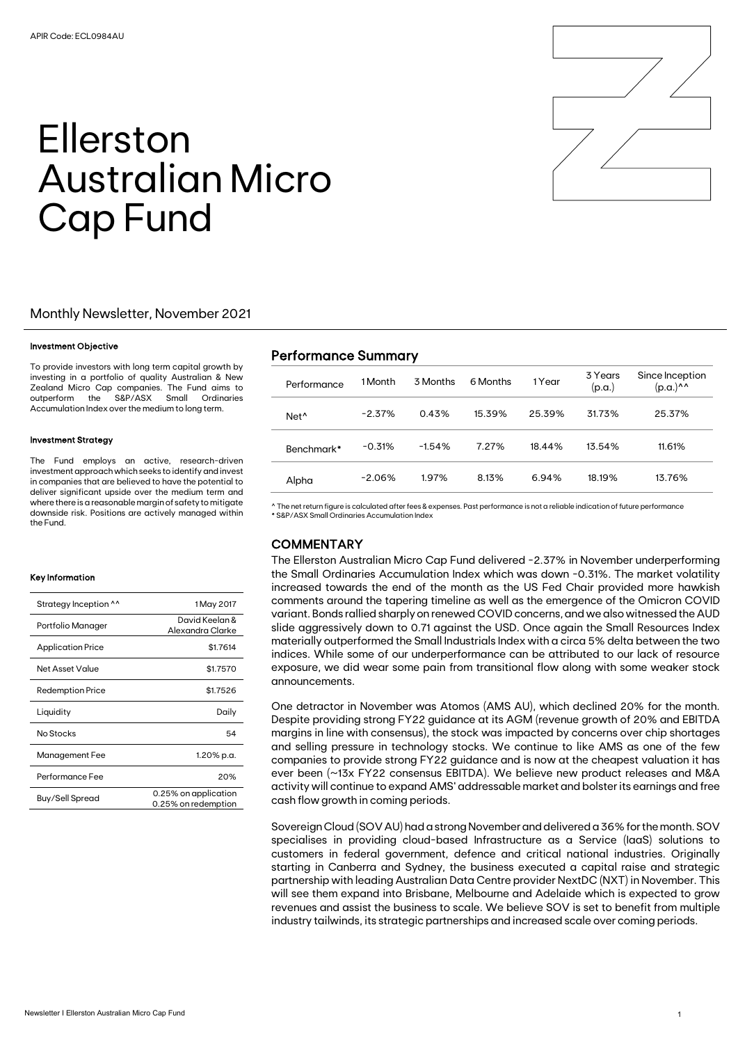APIR Code: ECL0984AU

# Ellerston Australian Micro Cap Fund

## Monthly Newsletter, November 2021

#### Investment Objective

To provide investors with long term capital growth by investing in a portfolio of quality Australian & New Zealand Micro Cap companies. The Fund aims to outperform the S&P/ASX Small Ordinaries Accumulation Index over the medium to long term.

#### Investment Strategy

The Fund employs an active, research-driven investment approach which seeks to identify and invest in companies that are believed to have the potential to deliver significant upside over the medium term and where there is a reasonable margin of safety to mitigate downside risk. Positions are actively managed within the Fund.

#### Key Information

| | |
|---|---|
| Strategy Inception ^^ | 1 May 2017 |
| Portfolio Manager | David Keelan & Alexandra Clarke |
| Application Price | $1.7614 |
| Net Asset Value | $1.7570 |
| Redemption Price | $1.7526 |
| Liquidity | Daily |
| No Stocks | 54 |
| Management Fee | 1.20% p.a. |
| Performance Fee | 20% |
| Buy/Sell Spread | 0.25% on application 0.25% on redemption |

## Performance Summary

| Performance | 1 Month | 3 Months | 6 Months | 1 Year | 3 Years (p.a.) | Since Inception (p.a.)^^ |
|---|---|---|---|---|---|---|
| Net^ | -2.37% | 0.43% | 15.39% | 25.39% | 31.73% | 25.37% |
| Benchmark* | -0.31% | -1.54% | 7.27% | 18.44% | 13.54% | 11.61% |
| Alpha | -2.06% | 1.97% | 8.13% | 6.94% | 18.19% | 13.76% |

^ The net return figure is calculated after fees & expenses. Past performance is not a reliable indication of future performance
* S&P/ASX Small Ordinaries Accumulation Index

## COMMENTARY

The Ellerston Australian Micro Cap Fund delivered -2.37% in November underperforming the Small Ordinaries Accumulation Index which was down -0.31%. The market volatility increased towards the end of the month as the US Fed Chair provided more hawkish comments around the tapering timeline as well as the emergence of the Omicron COVID variant. Bonds rallied sharply on renewed COVID concerns, and we also witnessed the AUD slide aggressively down to 0.71 against the USD. Once again the Small Resources Index materially outperformed the Small Industrials Index with a circa 5% delta between the two indices. While some of our underperformance can be attributed to our lack of resource exposure, we did wear some pain from transitional flow along with some weaker stock announcements.

One detractor in November was Atomos (AMS AU), which declined 20% for the month. Despite providing strong FY22 guidance at its AGM (revenue growth of 20% and EBITDA margins in line with consensus), the stock was impacted by concerns over chip shortages and selling pressure in technology stocks. We continue to like AMS as one of the few companies to provide strong FY22 guidance and is now at the cheapest valuation it has ever been (~13x FY22 consensus EBITDA). We believe new product releases and M&A activity will continue to expand AMS' addressable market and bolster its earnings and free cash flow growth in coming periods.

Sovereign Cloud (SOV AU) had a strong November and delivered a 36% for the month. SOV specialises in providing cloud-based Infrastructure as a Service (IaaS) solutions to customers in federal government, defence and critical national industries. Originally starting in Canberra and Sydney, the business executed a capital raise and strategic partnership with leading Australian Data Centre provider NextDC (NXT) in November. This will see them expand into Brisbane, Melbourne and Adelaide which is expected to grow revenues and assist the business to scale. We believe SOV is set to benefit from multiple industry tailwinds, its strategic partnerships and increased scale over coming periods.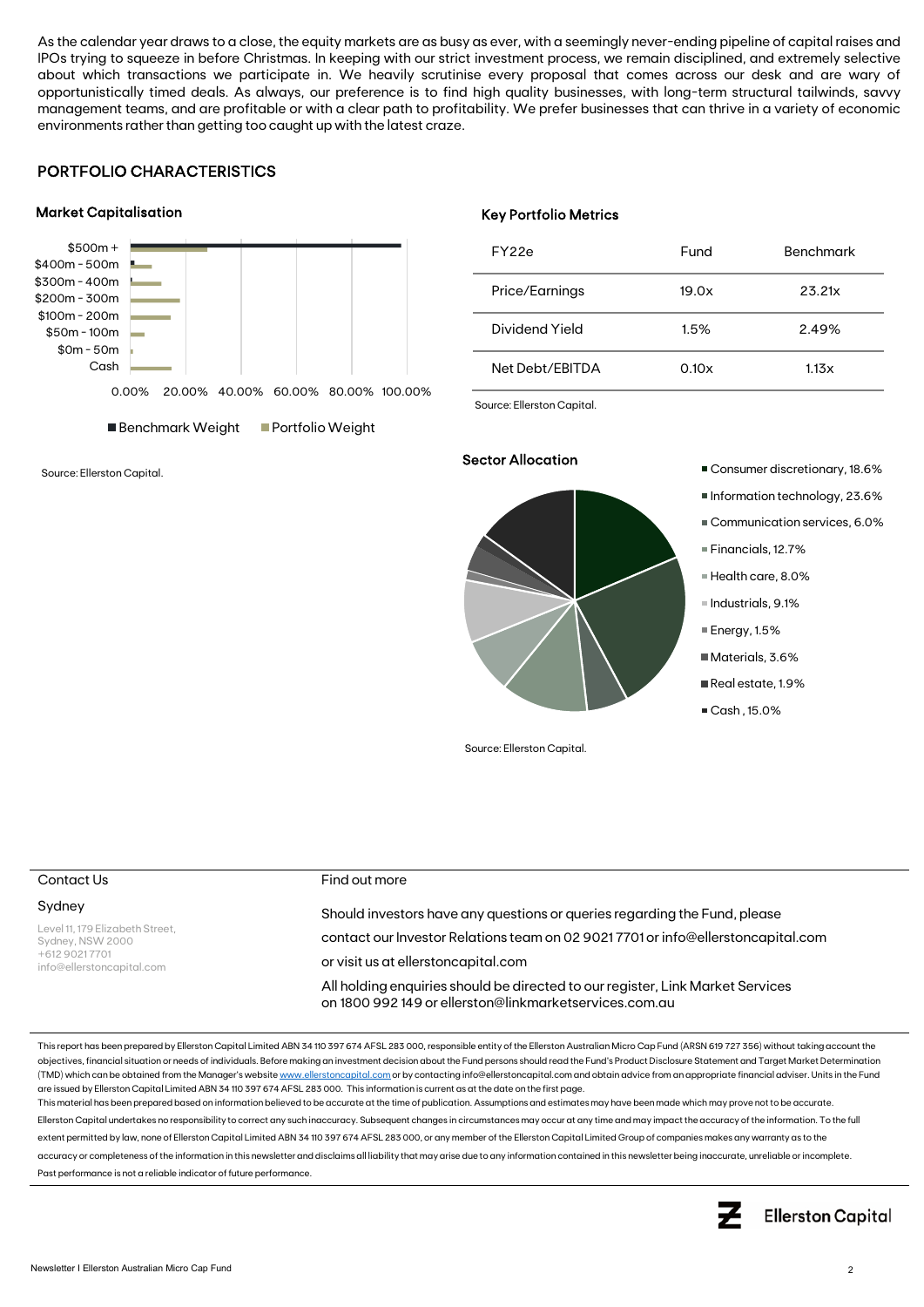As the calendar year draws to a close, the equity markets are as busy as ever, with a seemingly never-ending pipeline of capital raises and IPOs trying to squeeze in before Christmas. In keeping with our strict investment process, we remain disciplined, and extremely selective about which transactions we participate in. We heavily scrutinise every proposal that comes across our desk and are wary of opportunistically timed deals. As always, our preference is to find high quality businesses, with long-term structural tailwinds, savvy management teams, and are profitable or with a clear path to profitability. We prefer businesses that can thrive in a variety of economic environments rather than getting too caught up with the latest craze.

## PORTFOLIO CHARACTERISTICS

### Market Capitalisation

$500m +
$400m - 500m
$300m - 400m
$200m - 300m
$100m - 200m
$50m - 100m
$0m - 50m
Cash

0.00% 20.00% 40.00% 60.00% 80.00% 100.00%

Benchmark Weight
Portfolio Weight

Source: Ellerston Capital.

### Key Portfolio Metrics

| FY22e | Fund | Benchmark |
|---|---|---|
| Price/Earnings | 19.0x | 23.21x |
| Dividend Yield | 1.5% | 2.49% |
| Net Debt/EBITDA | 0.10x | 1.13x |

Source: Ellerston Capital.

### Sector Allocation

Consumer discretionary, 18.6%
Information technology, 23.6%
Communication services, 6.0%
Financials, 12.7%
Health care, 8.0%
Industrials, 9.1%
Energy, 1.5%
Materials, 3.6%
Real estate, 1.9%
Cash , 15.0%

Source: Ellerston Capital.

## Contact Us

**Sydney**

Level 11, 179 Elizabeth Street,
Sydney, NSW 2000
+612 9021 7701
info@ellerstoncapital.com

## Find out more

Should investors have any questions or queries regarding the Fund, please contact our Investor Relations team on 02 9021 7701 or info@ellerstoncapital.com or visit us at ellerstoncapital.com

All holding enquiries should be directed to our register, Link Market Services on 1800 992 149 or ellerston@linkmarketservices.com.au

This report has been prepared by Ellerston Capital Limited ABN 34 110 397 674 AFSL 283 000, responsible entity of the Ellerston Australian Micro Cap Fund (ARSN 619 727 356) without taking account the objectives, financial situation or needs of individuals. Before making an investment decision about the Fund persons should read the Fund's Product Disclosure Statement and Target Market Determination (TMD) which can be obtained from the Manager's website www.ellerstoncapital.com or by contacting info@ellerstoncapital.com and obtain advice from an appropriate financial adviser. Units in the Fund are issued by Ellerston Capital Limited ABN 34 110 397 674 AFSL 283 000. This information is current as at the date on the first page.

This material has been prepared based on information believed to be accurate at the time of publication. Assumptions and estimates may have been made which may prove not to be accurate. Ellerston Capital undertakes no responsibility to correct any such inaccuracy. Subsequent changes in circumstances may occur at any time and may impact the accuracy of the information. To the full extent permitted by law, none of Ellerston Capital Limited ABN 34 110 397 674 AFSL 283 000, or any member of the Ellerston Capital Limited Group of companies makes any warranty as to the accuracy or completeness of the information in this newsletter and disclaims all liability that may arise due to any information contained in this newsletter being inaccurate, unreliable or incomplete. Past performance is not a reliable indicator of future performance.

Ellerston Capital